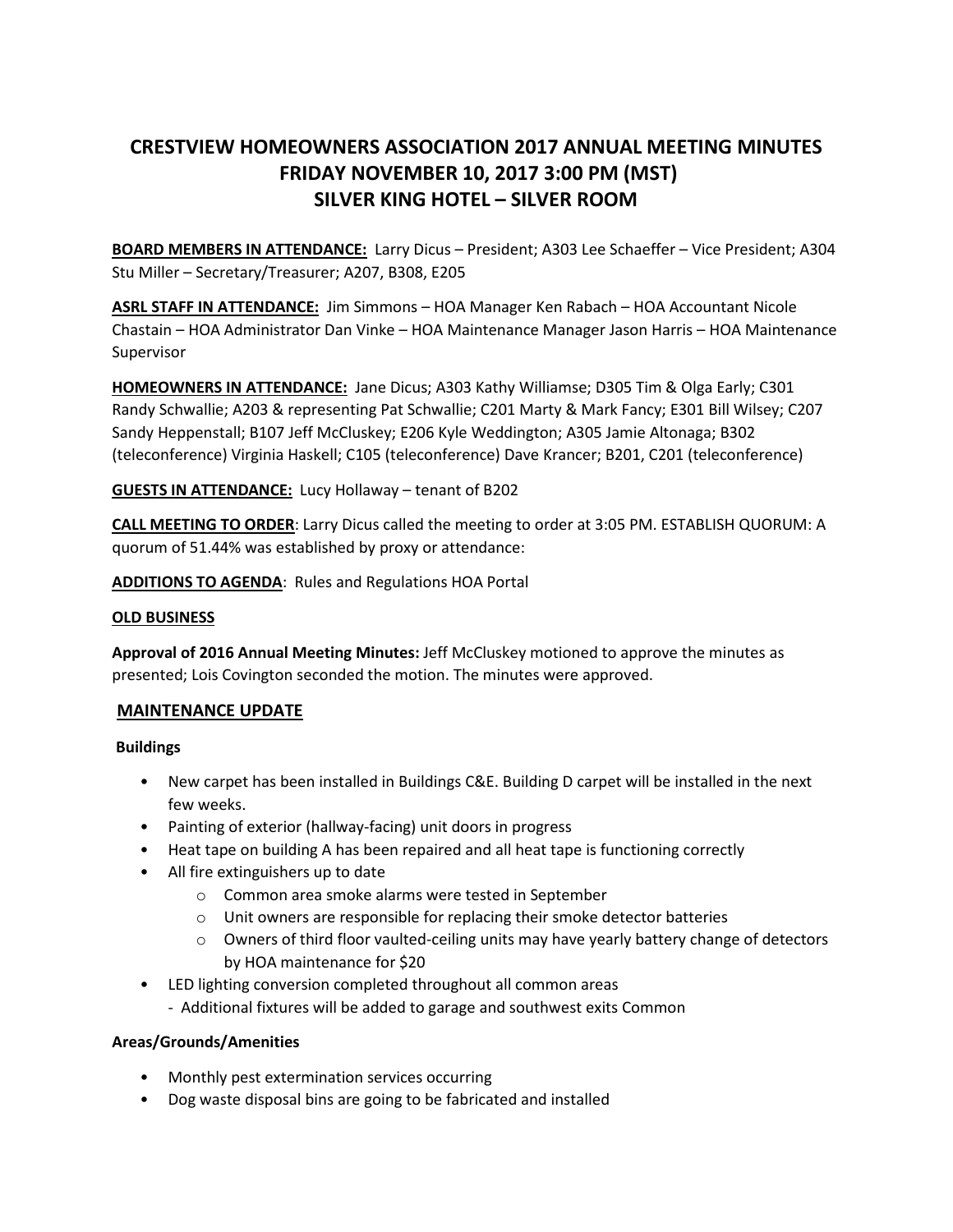# CRESTVIEW HOMEOWNERS ASSOCIATION 2017 ANNUAL MEETING MINUTES
# FRIDAY NOVEMBER 10, 2017 3:00 PM (MST)
# SILVER KING HOTEL – SILVER ROOM

**BOARD MEMBERS IN ATTENDANCE:** Larry Dicus – President; A303 Lee Schaeffer – Vice President; A304 Stu Miller – Secretary/Treasurer; A207, B308, E205

**ASRL STAFF IN ATTENDANCE:** Jim Simmons – HOA Manager Ken Rabach – HOA Accountant Nicole Chastain – HOA Administrator Dan Vinke – HOA Maintenance Manager Jason Harris – HOA Maintenance Supervisor

**HOMEOWNERS IN ATTENDANCE:** Jane Dicus; A303 Kathy Williamse; D305 Tim & Olga Early; C301 Randy Schwallie; A203 & representing Pat Schwallie; C201 Marty & Mark Fancy; E301 Bill Wilsey; C207 Sandy Heppenstall; B107 Jeff McCluskey; E206 Kyle Weddington; A305 Jamie Altonaga; B302 (teleconference) Virginia Haskell; C105 (teleconference) Dave Krancer; B201, C201 (teleconference)

**GUESTS IN ATTENDANCE:** Lucy Hollaway – tenant of B202

**CALL MEETING TO ORDER**: Larry Dicus called the meeting to order at 3:05 PM. ESTABLISH QUORUM: A quorum of 51.44% was established by proxy or attendance:

**ADDITIONS TO AGENDA**: Rules and Regulations HOA Portal

**OLD BUSINESS**

**Approval of 2016 Annual Meeting Minutes:** Jeff McCluskey motioned to approve the minutes as presented; Lois Covington seconded the motion. The minutes were approved.

## MAINTENANCE UPDATE

**Buildings**

- New carpet has been installed in Buildings C&E. Building D carpet will be installed in the next few weeks.
- Painting of exterior (hallway-facing) unit doors in progress
- Heat tape on building A has been repaired and all heat tape is functioning correctly
- All fire extinguishers up to date
    - Common area smoke alarms were tested in September
    - Unit owners are responsible for replacing their smoke detector batteries
    - Owners of third floor vaulted-ceiling units may have yearly battery change of detectors by HOA maintenance for $20
- LED lighting conversion completed throughout all common areas
    - Additional fixtures will be added to garage and southwest exits Common

**Areas/Grounds/Amenities**

- Monthly pest extermination services occurring
- Dog waste disposal bins are going to be fabricated and installed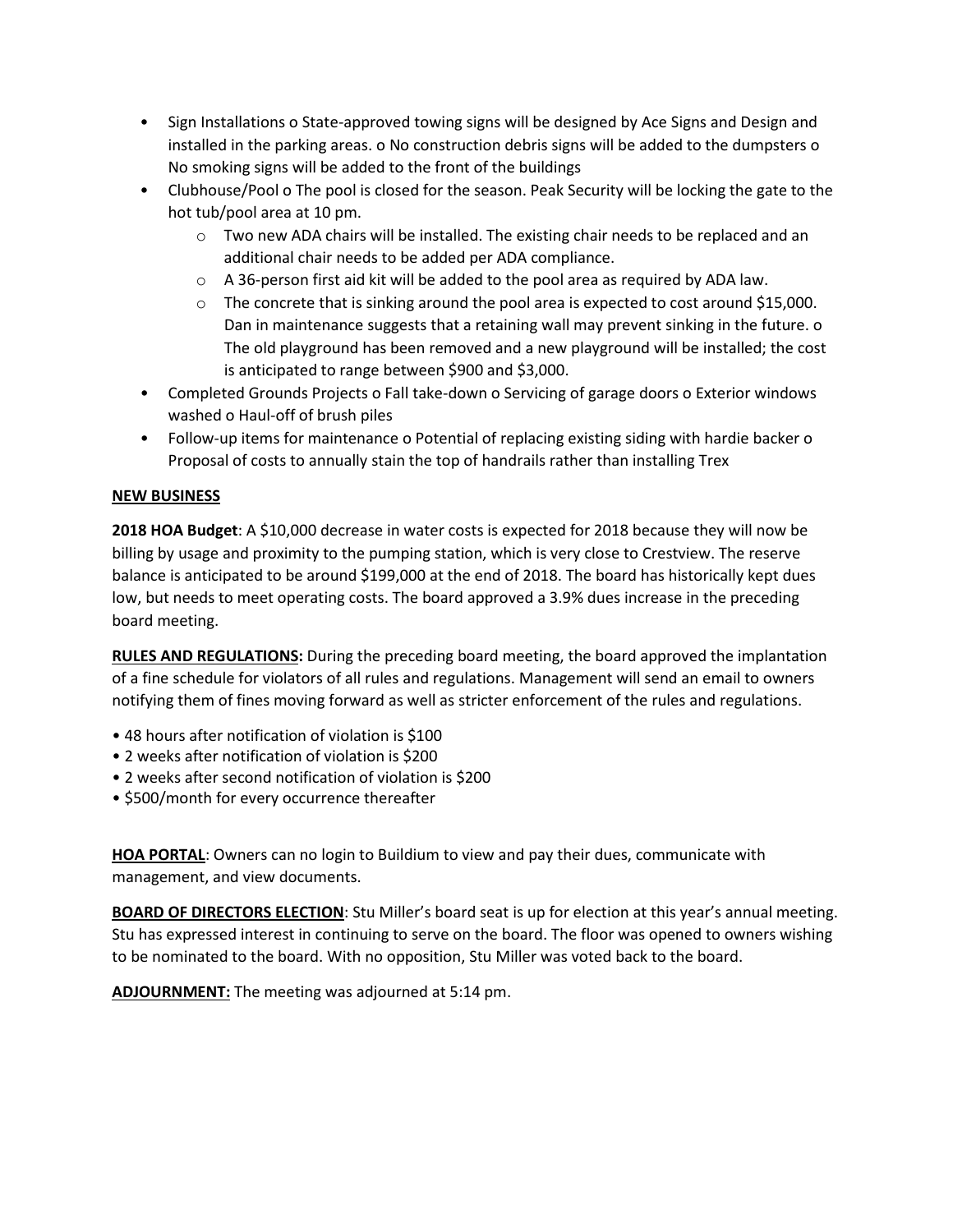- Sign Installations o State-approved towing signs will be designed by Ace Signs and Design and installed in the parking areas. o No construction debris signs will be added to the dumpsters o No smoking signs will be added to the front of the buildings
- Clubhouse/Pool o The pool is closed for the season. Peak Security will be locking the gate to the hot tub/pool area at 10 pm.
  - Two new ADA chairs will be installed. The existing chair needs to be replaced and an additional chair needs to be added per ADA compliance.
  - A 36-person first aid kit will be added to the pool area as required by ADA law.
  - The concrete that is sinking around the pool area is expected to cost around $15,000. Dan in maintenance suggests that a retaining wall may prevent sinking in the future. o The old playground has been removed and a new playground will be installed; the cost is anticipated to range between $900 and $3,000.
- Completed Grounds Projects o Fall take-down o Servicing of garage doors o Exterior windows washed o Haul-off of brush piles
- Follow-up items for maintenance o Potential of replacing existing siding with hardie backer o Proposal of costs to annually stain the top of handrails rather than installing Trex

**NEW BUSINESS**

**2018 HOA Budget**: A $10,000 decrease in water costs is expected for 2018 because they will now be billing by usage and proximity to the pumping station, which is very close to Crestview. The reserve balance is anticipated to be around $199,000 at the end of 2018. The board has historically kept dues low, but needs to meet operating costs. The board approved a 3.9% dues increase in the preceding board meeting.

**RULES AND REGULATIONS:** During the preceding board meeting, the board approved the implantation of a fine schedule for violators of all rules and regulations. Management will send an email to owners notifying them of fines moving forward as well as stricter enforcement of the rules and regulations.

- 48 hours after notification of violation is $100
- 2 weeks after notification of violation is $200
- 2 weeks after second notification of violation is $200
- $500/month for every occurrence thereafter

**HOA PORTAL**: Owners can no login to Buildium to view and pay their dues, communicate with management, and view documents.

**BOARD OF DIRECTORS ELECTION**: Stu Miller's board seat is up for election at this year's annual meeting. Stu has expressed interest in continuing to serve on the board. The floor was opened to owners wishing to be nominated to the board. With no opposition, Stu Miller was voted back to the board.

**ADJOURNMENT:** The meeting was adjourned at 5:14 pm.